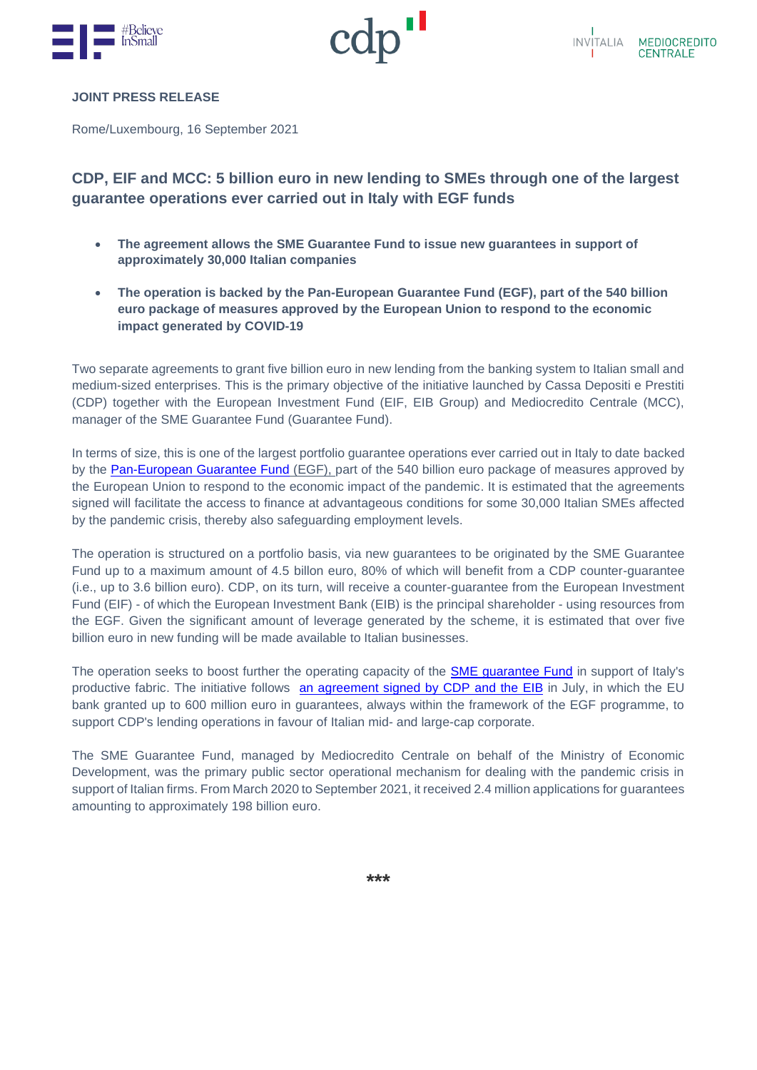**JOINT PRESS RELEASE**

Rome/Luxembourg, 16 September 2021

## CDP, EIF and MCC: 5 billion euro in new lending to SMEs through one of the largest guarantee operations ever carried out in Italy with EGF funds

- **The agreement allows the SME Guarantee Fund to issue new guarantees in support of approximately 30,000 Italian companies**
- **The operation is backed by the Pan-European Guarantee Fund (EGF), part of the 540 billion euro package of measures approved by the European Union to respond to the economic impact generated by COVID-19**

Two separate agreements to grant five billion euro in new lending from the banking system to Italian small and medium-sized enterprises. This is the primary objective of the initiative launched by Cassa Depositi e Prestiti (CDP) together with the European Investment Fund (EIF, EIB Group) and Mediocredito Centrale (MCC), manager of the SME Guarantee Fund (Guarantee Fund).

In terms of size, this is one of the largest portfolio guarantee operations ever carried out in Italy to date backed by the Pan-European Guarantee Fund (EGF), part of the 540 billion euro package of measures approved by the European Union to respond to the economic impact of the pandemic. It is estimated that the agreements signed will facilitate the access to finance at advantageous conditions for some 30,000 Italian SMEs affected by the pandemic crisis, thereby also safeguarding employment levels.

The operation is structured on a portfolio basis, via new guarantees to be originated by the SME Guarantee Fund up to a maximum amount of 4.5 billon euro, 80% of which will benefit from a CDP counter-guarantee (i.e., up to 3.6 billion euro). CDP, on its turn, will receive a counter-guarantee from the European Investment Fund (EIF) - of which the European Investment Bank (EIB) is the principal shareholder - using resources from the EGF. Given the significant amount of leverage generated by the scheme, it is estimated that over five billion euro in new funding will be made available to Italian businesses.

The operation seeks to boost further the operating capacity of the SME guarantee Fund in support of Italy's productive fabric. The initiative follows an agreement signed by CDP and the EIB in July, in which the EU bank granted up to 600 million euro in guarantees, always within the framework of the EGF programme, to support CDP's lending operations in favour of Italian mid- and large-cap corporate.

The SME Guarantee Fund, managed by Mediocredito Centrale on behalf of the Ministry of Economic Development, was the primary public sector operational mechanism for dealing with the pandemic crisis in support of Italian firms. From March 2020 to September 2021, it received 2.4 million applications for guarantees amounting to approximately 198 billion euro.

***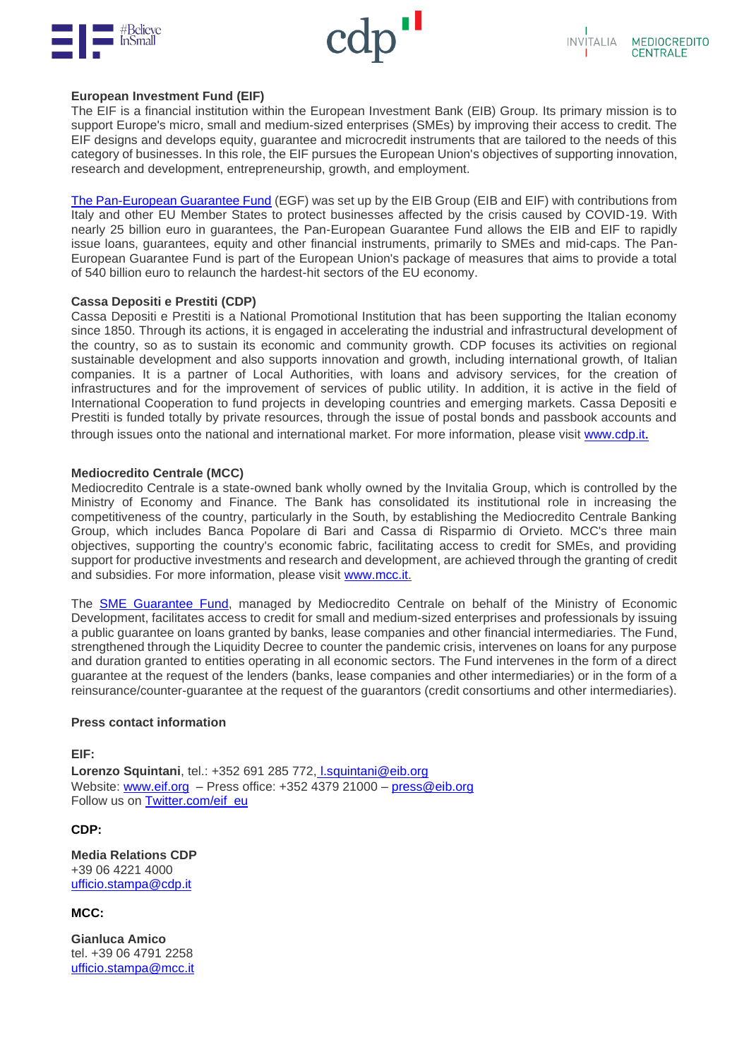**European Investment Fund (EIF)**

The EIF is a financial institution within the European Investment Bank (EIB) Group. Its primary mission is to support Europe's micro, small and medium-sized enterprises (SMEs) by improving their access to credit. The EIF designs and develops equity, guarantee and microcredit instruments that are tailored to the needs of this category of businesses. In this role, the EIF pursues the European Union's objectives of supporting innovation, research and development, entrepreneurship, growth, and employment.

The Pan-European Guarantee Fund (EGF) was set up by the EIB Group (EIB and EIF) with contributions from Italy and other EU Member States to protect businesses affected by the crisis caused by COVID-19. With nearly 25 billion euro in guarantees, the Pan-European Guarantee Fund allows the EIB and EIF to rapidly issue loans, guarantees, equity and other financial instruments, primarily to SMEs and mid-caps. The Pan-European Guarantee Fund is part of the European Union's package of measures that aims to provide a total of 540 billion euro to relaunch the hardest-hit sectors of the EU economy.

**Cassa Depositi e Prestiti (CDP)**

Cassa Depositi e Prestiti is a National Promotional Institution that has been supporting the Italian economy since 1850. Through its actions, it is engaged in accelerating the industrial and infrastructural development of the country, so as to sustain its economic and community growth. CDP focuses its activities on regional sustainable development and also supports innovation and growth, including international growth, of Italian companies. It is a partner of Local Authorities, with loans and advisory services, for the creation of infrastructures and for the improvement of services of public utility. In addition, it is active in the field of International Cooperation to fund projects in developing countries and emerging markets. Cassa Depositi e Prestiti is funded totally by private resources, through the issue of postal bonds and passbook accounts and through issues onto the national and international market. For more information, please visit www.cdp.it.

**Mediocredito Centrale (MCC)**

Mediocredito Centrale is a state-owned bank wholly owned by the Invitalia Group, which is controlled by the Ministry of Economy and Finance. The Bank has consolidated its institutional role in increasing the competitiveness of the country, particularly in the South, by establishing the Mediocredito Centrale Banking Group, which includes Banca Popolare di Bari and Cassa di Risparmio di Orvieto. MCC's three main objectives, supporting the country's economic fabric, facilitating access to credit for SMEs, and providing support for productive investments and research and development, are achieved through the granting of credit and subsidies. For more information, please visit www.mcc.it.

The SME Guarantee Fund, managed by Mediocredito Centrale on behalf of the Ministry of Economic Development, facilitates access to credit for small and medium-sized enterprises and professionals by issuing a public guarantee on loans granted by banks, lease companies and other financial intermediaries. The Fund, strengthened through the Liquidity Decree to counter the pandemic crisis, intervenes on loans for any purpose and duration granted to entities operating in all economic sectors. The Fund intervenes in the form of a direct guarantee at the request of the lenders (banks, lease companies and other intermediaries) or in the form of a reinsurance/counter-guarantee at the request of the guarantors (credit consortiums and other intermediaries).

**Press contact information**

**EIF:**

**Lorenzo Squintani**, tel.: +352 691 285 772, l.squintani@eib.org
Website: www.eif.org – Press office: +352 4379 21000 – press@eib.org
Follow us on Twitter.com/eif_eu

**CDP:**

**Media Relations CDP**
+39 06 4221 4000
ufficio.stampa@cdp.it

**MCC:**

**Gianluca Amico**
tel. +39 06 4791 2258
ufficio.stampa@mcc.it